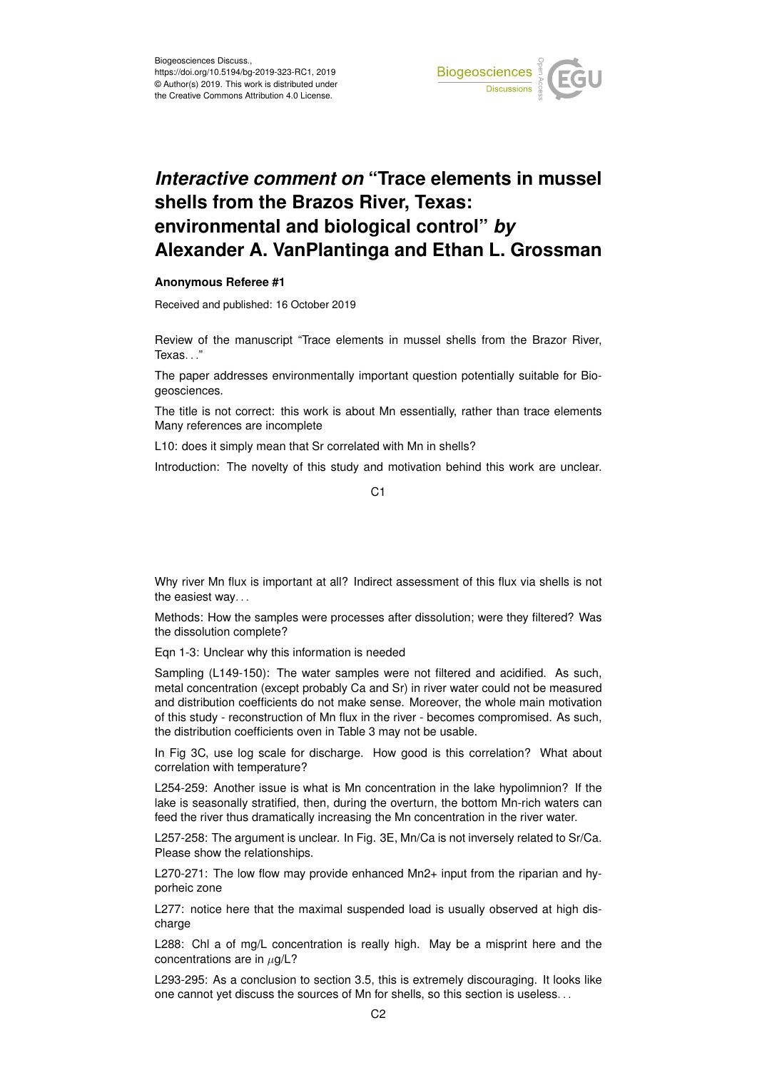# *Interactive comment on* "Trace elements in mussel shells from the Brazos River, Texas: environmental and biological control" *by* Alexander A. VanPlantinga and Ethan L. Grossman

**Anonymous Referee #1**

Received and published: 16 October 2019

Review of the manuscript "Trace elements in mussel shells from the Brazor River, Texas. . ."

The paper addresses environmentally important question potentially suitable for Biogeosciences.

The title is not correct: this work is about Mn essentially, rather than trace elements Many references are incomplete

L10: does it simply mean that Sr correlated with Mn in shells?

Introduction: The novelty of this study and motivation behind this work are unclear. Why river Mn flux is important at all? Indirect assessment of this flux via shells is not the easiest way. . .

Methods: How the samples were processes after dissolution; were they filtered? Was the dissolution complete?

Eqn 1-3: Unclear why this information is needed

Sampling (L149-150): The water samples were not filtered and acidified. As such, metal concentration (except probably Ca and Sr) in river water could not be measured and distribution coefficients do not make sense. Moreover, the whole main motivation of this study - reconstruction of Mn flux in the river - becomes compromised. As such, the distribution coefficients oven in Table 3 may not be usable.

In Fig 3C, use log scale for discharge. How good is this correlation? What about correlation with temperature?

L254-259: Another issue is what is Mn concentration in the lake hypolimnion? If the lake is seasonally stratified, then, during the overturn, the bottom Mn-rich waters can feed the river thus dramatically increasing the Mn concentration in the river water.

L257-258: The argument is unclear. In Fig. 3E, Mn/Ca is not inversely related to Sr/Ca. Please show the relationships.

L270-271: The low flow may provide enhanced $Mn^{2+}$ input from the riparian and hyporheic zone

L277: notice here that the maximal suspended load is usually observed at high discharge

L288: Chl a of mg/L concentration is really high. May be a misprint here and the concentrations are in $\mu$g/L?

L293-295: As a conclusion to section 3.5, this is extremely discouraging. It looks like one cannot yet discuss the sources of Mn for shells, so this section is useless. . .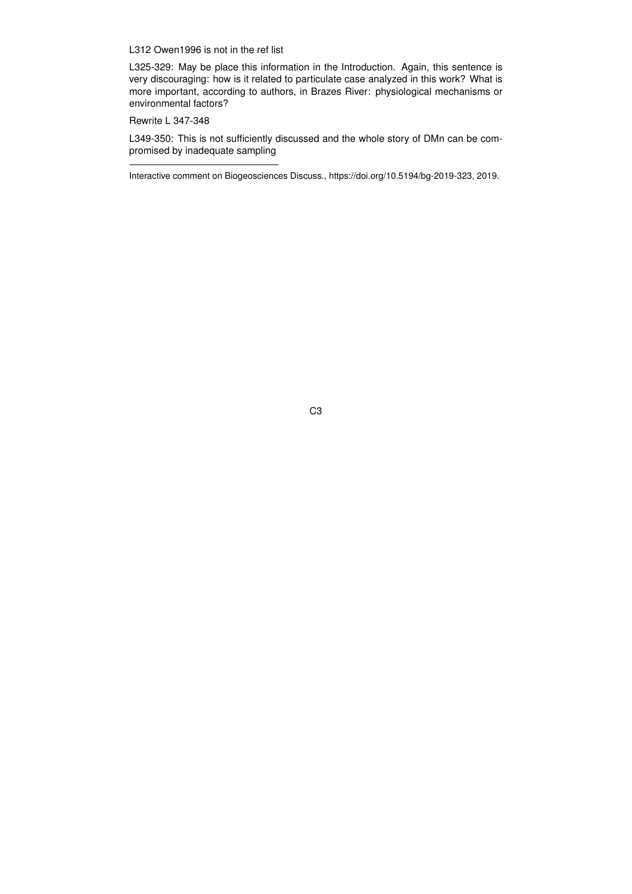L312 Owen1996 is not in the ref list

L325-329: May be place this information in the Introduction. Again, this sentence is very discouraging: how is it related to particulate case analyzed in this work? What is more important, according to authors, in Brazes River: physiological mechanisms or environmental factors?

Rewrite L 347-348

L349-350: This is not sufficiently discussed and the whole story of DMn can be compromised by inadequate sampling

---

Interactive comment on Biogeosciences Discuss., https://doi.org/10.5194/bg-2019-323, 2019.